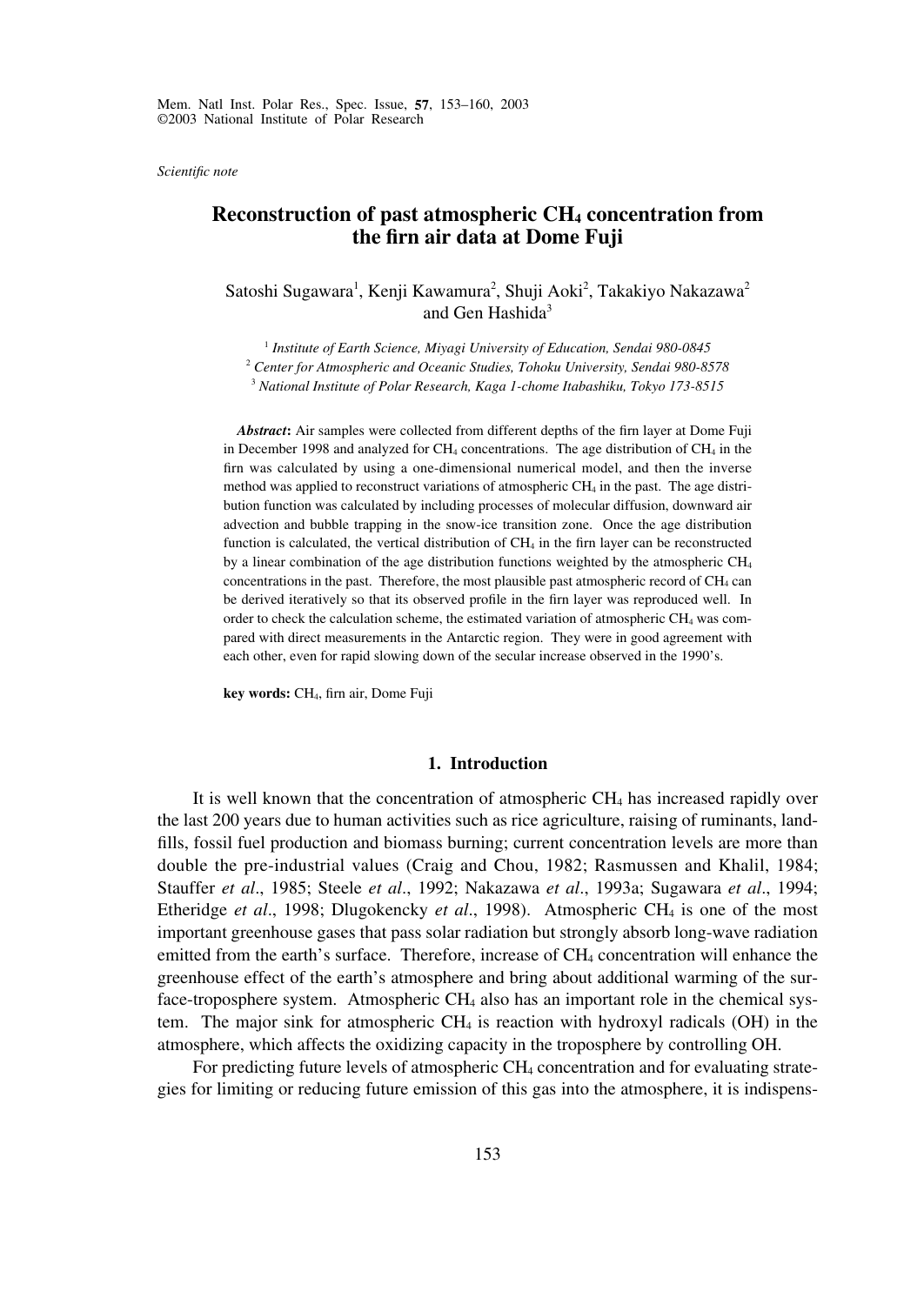*Scientific note*

# Reconstruction of past atmospheric $CH_4$ concentration from the firn air data at Dome Fuji

Satoshi Sugawara[1], Kenji Kawamura[2], Shuji Aoki[2], Takakiyo Nakazawa[2] and Gen Hashida[3]

[1] *Institute of Earth Science, Miyagi University of Education, Sendai 980-0845*

[2] *Center for Atmospheric and Oceanic Studies, Tohoku University, Sendai 980-8578*

[3] *National Institute of Polar Research, Kaga 1-chome Itabashiku, Tokyo 173-8515*

***Abstract*:** Air samples were collected from different depths of the firn layer at Dome Fuji in December 1998 and analyzed for $CH_4$ concentrations. The age distribution of $CH_4$ in the firn was calculated by using a one-dimensional numerical model, and then the inverse method was applied to reconstruct variations of atmospheric $CH_4$ in the past. The age distribution function was calculated by including processes of molecular diffusion, downward air advection and bubble trapping in the snow-ice transition zone. Once the age distribution function is calculated, the vertical distribution of $CH_4$ in the firn layer can be reconstructed by a linear combination of the age distribution functions weighted by the atmospheric $CH_4$ concentrations in the past. Therefore, the most plausible past atmospheric record of $CH_4$ can be derived iteratively so that its observed profile in the firn layer was reproduced well. In order to check the calculation scheme, the estimated variation of atmospheric $CH_4$ was compared with direct measurements in the Antarctic region. They were in good agreement with each other, even for rapid slowing down of the secular increase observed in the 1990's.

**key words:** $CH_4$, firn air, Dome Fuji

## 1. Introduction

It is well known that the concentration of atmospheric $CH_4$ has increased rapidly over the last 200 years due to human activities such as rice agriculture, raising of ruminants, landfills, fossil fuel production and biomass burning; current concentration levels are more than double the pre-industrial values (Craig and Chou, 1982; Rasmussen and Khalil, 1984; Stauffer *et al*., 1985; Steele *et al*., 1992; Nakazawa *et al*., 1993a; Sugawara *et al*., 1994; Etheridge *et al*., 1998; Dlugokencky *et al*., 1998). Atmospheric $CH_4$ is one of the most important greenhouse gases that pass solar radiation but strongly absorb long-wave radiation emitted from the earth's surface. Therefore, increase of $CH_4$ concentration will enhance the greenhouse effect of the earth's atmosphere and bring about additional warming of the surface-troposphere system. Atmospheric $CH_4$ also has an important role in the chemical system. The major sink for atmospheric $CH_4$ is reaction with hydroxyl radicals (OH) in the atmosphere, which affects the oxidizing capacity in the troposphere by controlling OH.

For predicting future levels of atmospheric $CH_4$ concentration and for evaluating strategies for limiting or reducing future emission of this gas into the atmosphere, it is indispens-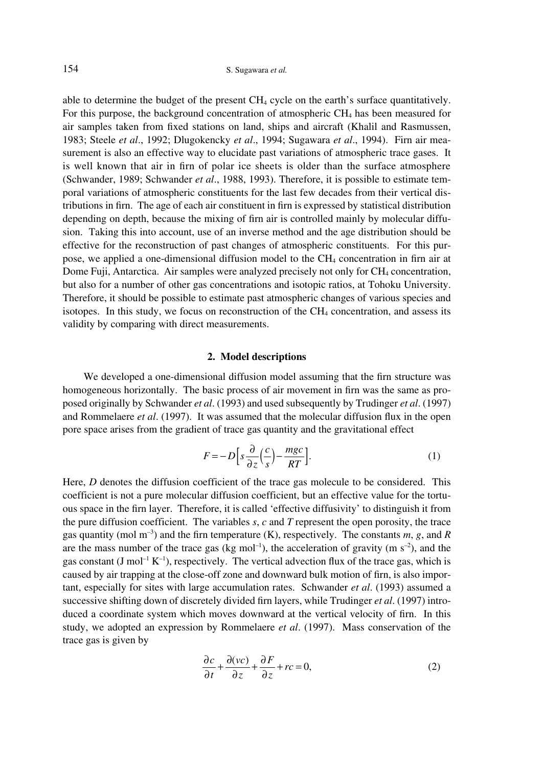able to determine the budget of the present $CH_4$ cycle on the earth's surface quantitatively. For this purpose, the background concentration of atmospheric $CH_4$ has been measured for air samples taken from fixed stations on land, ships and aircraft (Khalil and Rasmussen, 1983; Steele *et al*., 1992; Dlugokencky *et al*., 1994; Sugawara *et al*., 1994). Firn air measurement is also an effective way to elucidate past variations of atmospheric trace gases. It is well known that air in firn of polar ice sheets is older than the surface atmosphere (Schwander, 1989; Schwander *et al*., 1988, 1993). Therefore, it is possible to estimate temporal variations of atmospheric constituents for the last few decades from their vertical distributions in firn. The age of each air constituent in firn is expressed by statistical distribution depending on depth, because the mixing of firn air is controlled mainly by molecular diffusion. Taking this into account, use of an inverse method and the age distribution should be effective for the reconstruction of past changes of atmospheric constituents. For this purpose, we applied a one-dimensional diffusion model to the $CH_4$ concentration in firn air at Dome Fuji, Antarctica. Air samples were analyzed precisely not only for $CH_4$ concentration, but also for a number of other gas concentrations and isotopic ratios, at Tohoku University. Therefore, it should be possible to estimate past atmospheric changes of various species and isotopes. In this study, we focus on reconstruction of the $CH_4$ concentration, and assess its validity by comparing with direct measurements.

## 2. Model descriptions

We developed a one-dimensional diffusion model assuming that the firn structure was homogeneous horizontally. The basic process of air movement in firn was the same as proposed originally by Schwander *et al*. (1993) and used subsequently by Trudinger *et al*. (1997) and Rommelaere *et al*. (1997). It was assumed that the molecular diffusion flux in the open pore space arises from the gradient of trace gas quantity and the gravitational effect

$$F = -D\left[s\frac{\partial}{\partial z}\left(\frac{c}{s}\right) - \frac{mgc}{RT}\right]. \tag{1}$$

Here, $D$ denotes the diffusion coefficient of the trace gas molecule to be considered. This coefficient is not a pure molecular diffusion coefficient, but an effective value for the tortuous space in the firn layer. Therefore, it is called 'effective diffusivity' to distinguish it from the pure diffusion coefficient. The variables $s$, $c$ and $T$ represent the open porosity, the trace gas quantity (mol $m^{-3}$) and the firn temperature (K), respectively. The constants $m$, $g$, and $R$ are the mass number of the trace gas (kg $mol^{-1}$), the acceleration of gravity (m $s^{-2}$), and the gas constant (J $mol^{-1}$ $K^{-1}$), respectively. The vertical advection flux of the trace gas, which is caused by air trapping at the close-off zone and downward bulk motion of firn, is also important, especially for sites with large accumulation rates. Schwander *et al*. (1993) assumed a successive shifting down of discretely divided firn layers, while Trudinger *et al*. (1997) introduced a coordinate system which moves downward at the vertical velocity of firn. In this study, we adopted an expression by Rommelaere *et al*. (1997). Mass conservation of the trace gas is given by

$$\frac{\partial c}{\partial t} + \frac{\partial (vc)}{\partial z} + \frac{\partial F}{\partial z} + rc = 0, \tag{2}$$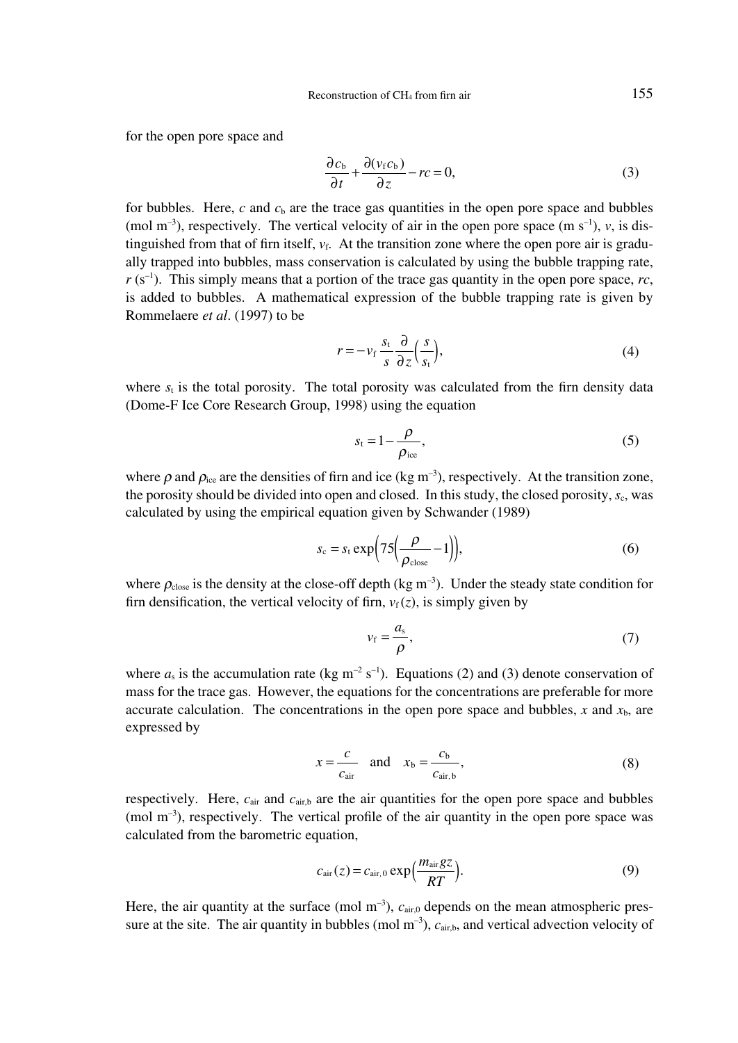for the open pore space and

$$\frac{\partial c_{\mathrm{b}}}{\partial t} + \frac{\partial (v_{\mathrm{f}} c_{\mathrm{b}})}{\partial z} - rc = 0, \tag{3}$$

for bubbles. Here, $c$ and $c_{\mathrm{b}}$ are the trace gas quantities in the open pore space and bubbles (mol m$^{-3}$), respectively. The vertical velocity of air in the open pore space (m s$^{-1}$), $v$, is distinguished from that of firn itself, $v_{\mathrm{f}}$. At the transition zone where the open pore air is gradually trapped into bubbles, mass conservation is calculated by using the bubble trapping rate, $r$ (s$^{-1}$). This simply means that a portion of the trace gas quantity in the open pore space, $rc$, is added to bubbles. A mathematical expression of the bubble trapping rate is given by Rommelaere *et al*. (1997) to be

$$r = -v_{\mathrm{f}} \frac{s_{\mathrm{t}}}{s} \frac{\partial}{\partial z}\left(\frac{s}{s_{\mathrm{t}}}\right), \tag{4}$$

where $s_{\mathrm{t}}$ is the total porosity. The total porosity was calculated from the firn density data (Dome-F Ice Core Research Group, 1998) using the equation

$$s_{\mathrm{t}} = 1 - \frac{\rho}{\rho_{\mathrm{ice}}}, \tag{5}$$

where $\rho$ and $\rho_{\mathrm{ice}}$ are the densities of firn and ice (kg m$^{-3}$), respectively. At the transition zone, the porosity should be divided into open and closed. In this study, the closed porosity, $s_{\mathrm{c}}$, was calculated by using the empirical equation given by Schwander (1989)

$$s_{\mathrm{c}} = s_{\mathrm{t}} \exp\left(75\left(\frac{\rho}{\rho_{\mathrm{close}}} - 1\right)\right), \tag{6}$$

where $\rho_{\mathrm{close}}$ is the density at the close-off depth (kg m$^{-3}$). Under the steady state condition for firn densification, the vertical velocity of firn, $v_{\mathrm{f}}(z)$, is simply given by

$$v_{\mathrm{f}} = \frac{a_{\mathrm{s}}}{\rho}, \tag{7}$$

where $a_{\mathrm{s}}$ is the accumulation rate (kg m$^{-2}$ s$^{-1}$). Equations (2) and (3) denote conservation of mass for the trace gas. However, the equations for the concentrations are preferable for more accurate calculation. The concentrations in the open pore space and bubbles, $x$ and $x_{\mathrm{b}}$, are expressed by

$$x = \frac{c}{c_{\mathrm{air}}} \quad \text{and} \quad x_{\mathrm{b}} = \frac{c_{\mathrm{b}}}{c_{\mathrm{air,\,b}}}, \tag{8}$$

respectively. Here, $c_{\mathrm{air}}$ and $c_{\mathrm{air,b}}$ are the air quantities for the open pore space and bubbles (mol m$^{-3}$), respectively. The vertical profile of the air quantity in the open pore space was calculated from the barometric equation,

$$c_{\mathrm{air}}(z) = c_{\mathrm{air,\,0}} \exp\left(\frac{m_{\mathrm{air}} g z}{RT}\right). \tag{9}$$

Here, the air quantity at the surface (mol m$^{-3}$), $c_{\mathrm{air,0}}$ depends on the mean atmospheric pressure at the site. The air quantity in bubbles (mol m$^{-3}$), $c_{\mathrm{air,b}}$, and vertical advection velocity of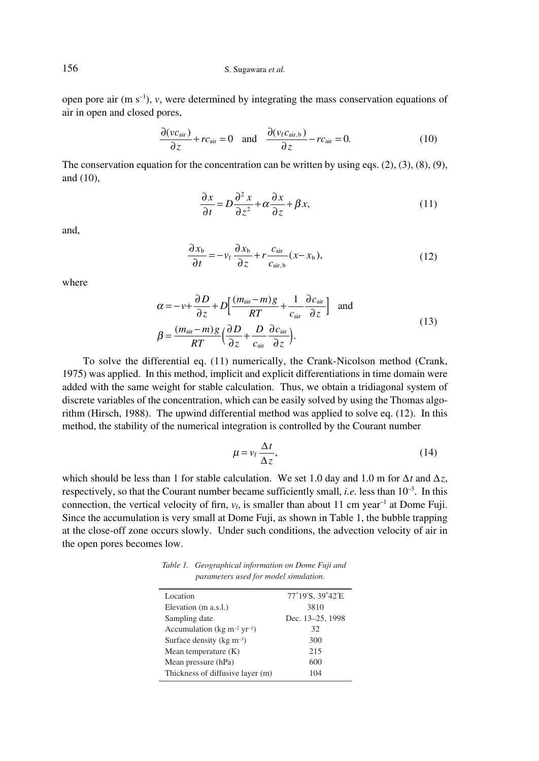open pore air (m s$^{-1}$), $v$, were determined by integrating the mass conservation equations of air in open and closed pores,

$$\frac{\partial (v c_{\mathrm{air}})}{\partial z} + r c_{\mathrm{air}} = 0 \quad \text{and} \quad \frac{\partial (v_{\mathrm{f}} c_{\mathrm{air,b}})}{\partial z} - r c_{\mathrm{air}} = 0. \tag{10}$$

The conservation equation for the concentration can be written by using eqs. (2), (3), (8), (9), and (10),

$$\frac{\partial x}{\partial t} = D\frac{\partial^2 x}{\partial z^2} + \alpha \frac{\partial x}{\partial z} + \beta x, \tag{11}$$

and,

$$\frac{\partial x_{\mathrm{b}}}{\partial t} = -v_{\mathrm{f}} \frac{\partial x_{\mathrm{b}}}{\partial z} + r \frac{c_{\mathrm{air}}}{c_{\mathrm{air,b}}}(x - x_{\mathrm{b}}), \tag{12}$$

where

$$\alpha = -v + \frac{\partial D}{\partial z} + D\left[\frac{(m_{\mathrm{air}} - m)g}{RT} + \frac{1}{c_{\mathrm{air}}}\frac{\partial c_{\mathrm{air}}}{\partial z}\right] \quad \text{and}$$
$$\beta = \frac{(m_{\mathrm{air}} - m)g}{RT}\left(\frac{\partial D}{\partial z} + \frac{D}{c_{\mathrm{air}}}\frac{\partial c_{\mathrm{air}}}{\partial z}\right). \tag{13}$$

To solve the differential eq. (11) numerically, the Crank-Nicolson method (Crank, 1975) was applied. In this method, implicit and explicit differentiations in time domain were added with the same weight for stable calculation. Thus, we obtain a tridiagonal system of discrete variables of the concentration, which can be easily solved by using the Thomas algorithm (Hirsch, 1988). The upwind differential method was applied to solve eq. (12). In this method, the stability of the numerical integration is controlled by the Courant number

$$\mu = v_{\mathrm{f}} \frac{\Delta t}{\Delta z}, \tag{14}$$

which should be less than 1 for stable calculation. We set 1.0 day and 1.0 m for $\Delta t$ and $\Delta z$, respectively, so that the Courant number became sufficiently small, *i.e.* less than $10^{-3}$. In this connection, the vertical velocity of firn, $v_{\mathrm{f}}$, is smaller than about 11 cm year$^{-1}$ at Dome Fuji. Since the accumulation is very small at Dome Fuji, as shown in Table 1, the bubble trapping at the close-off zone occurs slowly. Under such conditions, the advection velocity of air in the open pores becomes low.

*Table 1. Geographical information on Dome Fuji and parameters used for model simulation.*

| | |
|---|---|
| Location | 77°19′S, 39°42′E |
| Elevation (m a.s.l.) | 3810 |
| Sampling date | Dec. 13–25, 1998 |
| Accumulation (kg m$^{-2}$ yr$^{-1}$) | 32 |
| Surface density (kg m$^{-3}$) | 300 |
| Mean temperature (K) | 215 |
| Mean pressure (hPa) | 600 |
| Thickness of diffusive layer (m) | 104 |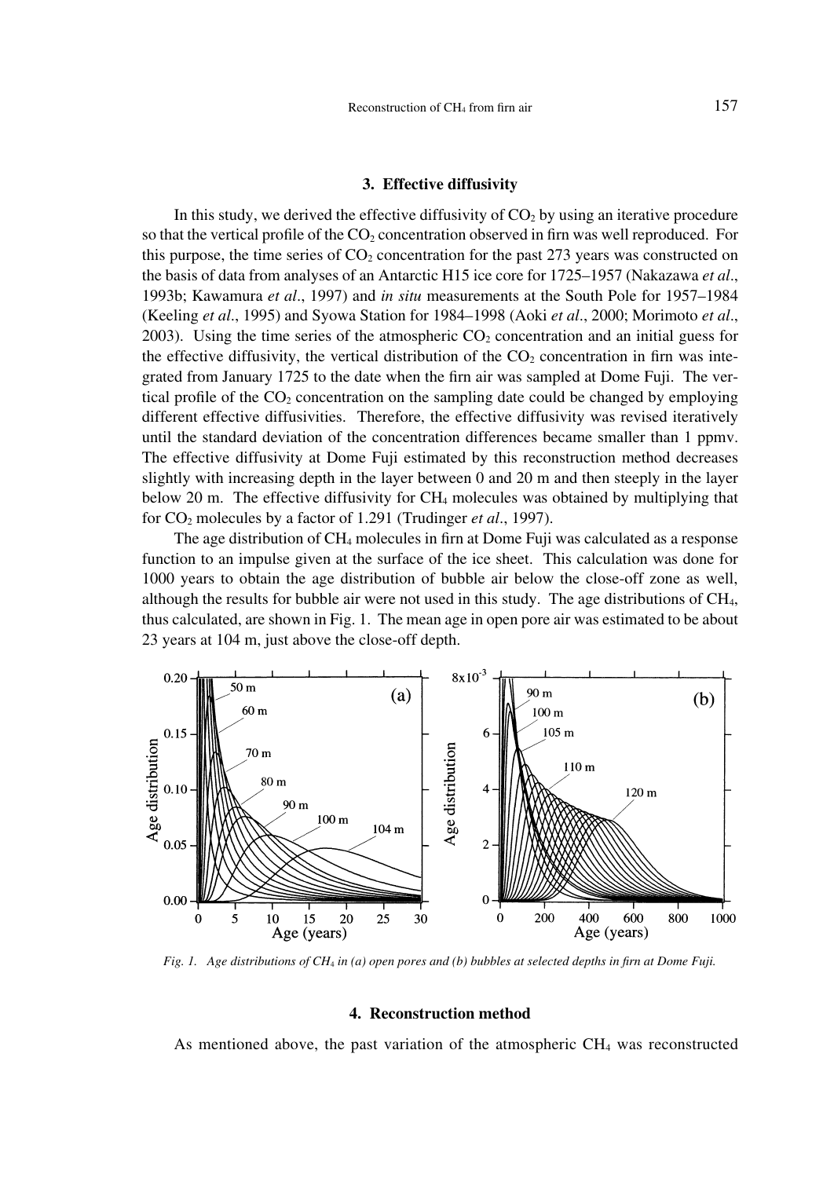### 3. Effective diffusivity

In this study, we derived the effective diffusivity of $CO_2$ by using an iterative procedure so that the vertical profile of the $CO_2$ concentration observed in firn was well reproduced. For this purpose, the time series of $CO_2$ concentration for the past 273 years was constructed on the basis of data from analyses of an Antarctic H15 ice core for 1725–1957 (Nakazawa *et al*., 1993b; Kawamura *et al*., 1997) and *in situ* measurements at the South Pole for 1957–1984 (Keeling *et al*., 1995) and Syowa Station for 1984–1998 (Aoki *et al*., 2000; Morimoto *et al*., 2003). Using the time series of the atmospheric $CO_2$ concentration and an initial guess for the effective diffusivity, the vertical distribution of the $CO_2$ concentration in firn was integrated from January 1725 to the date when the firn air was sampled at Dome Fuji. The vertical profile of the $CO_2$ concentration on the sampling date could be changed by employing different effective diffusivities. Therefore, the effective diffusivity was revised iteratively until the standard deviation of the concentration differences became smaller than 1 ppmv. The effective diffusivity at Dome Fuji estimated by this reconstruction method decreases slightly with increasing depth in the layer between 0 and 20 m and then steeply in the layer below 20 m. The effective diffusivity for $CH_4$ molecules was obtained by multiplying that for $CO_2$ molecules by a factor of 1.291 (Trudinger *et al*., 1997).

The age distribution of $CH_4$ molecules in firn at Dome Fuji was calculated as a response function to an impulse given at the surface of the ice sheet. This calculation was done for 1000 years to obtain the age distribution of bubble air below the close-off zone as well, although the results for bubble air were not used in this study. The age distributions of $CH_4$, thus calculated, are shown in Fig. 1. The mean age in open pore air was estimated to be about 23 years at 104 m, just above the close-off depth.

*Fig. 1. Age distributions of $CH_4$ in (a) open pores and (b) bubbles at selected depths in firn at Dome Fuji.*

### 4. Reconstruction method

As mentioned above, the past variation of the atmospheric $CH_4$ was reconstructed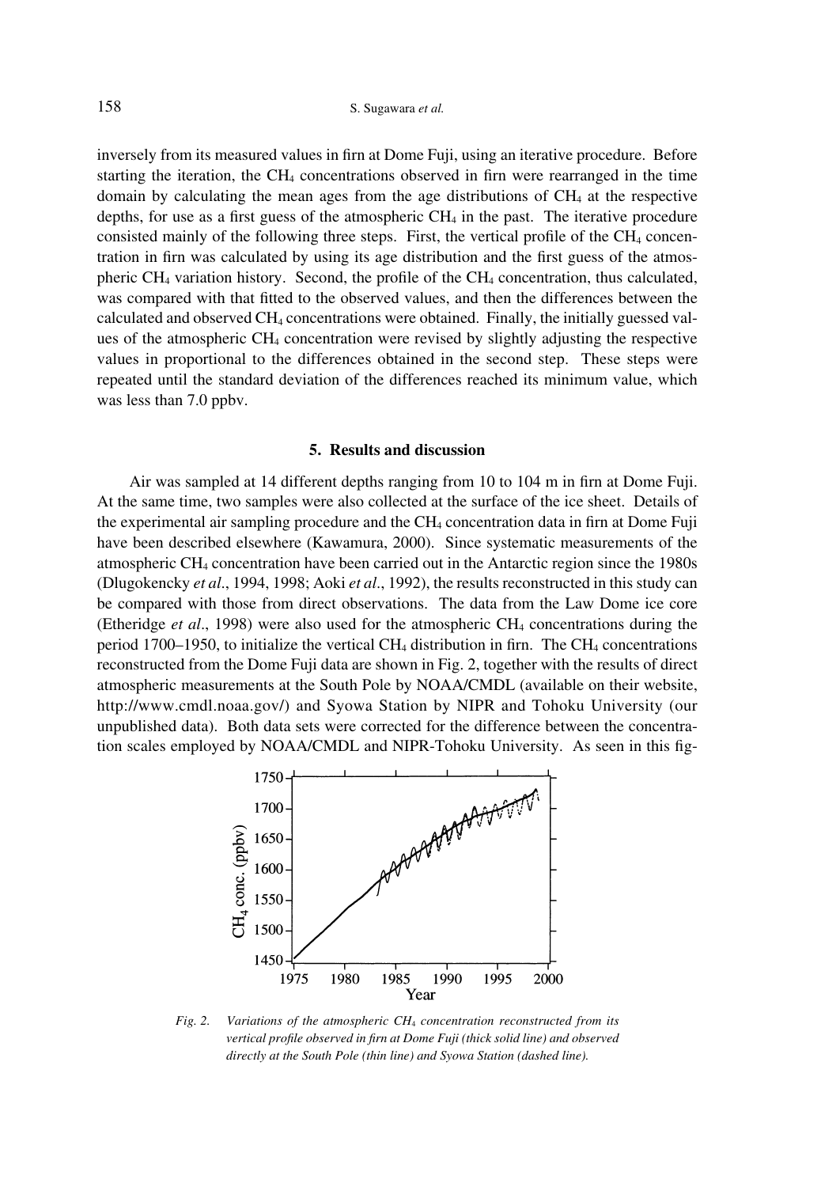inversely from its measured values in firn at Dome Fuji, using an iterative procedure. Before starting the iteration, the $CH_4$ concentrations observed in firn were rearranged in the time domain by calculating the mean ages from the age distributions of $CH_4$ at the respective depths, for use as a first guess of the atmospheric $CH_4$ in the past. The iterative procedure consisted mainly of the following three steps. First, the vertical profile of the $CH_4$ concentration in firn was calculated by using its age distribution and the first guess of the atmospheric $CH_4$ variation history. Second, the profile of the $CH_4$ concentration, thus calculated, was compared with that fitted to the observed values, and then the differences between the calculated and observed $CH_4$ concentrations were obtained. Finally, the initially guessed values of the atmospheric $CH_4$ concentration were revised by slightly adjusting the respective values in proportional to the differences obtained in the second step. These steps were repeated until the standard deviation of the differences reached its minimum value, which was less than 7.0 ppbv.

## 5. Results and discussion

Air was sampled at 14 different depths ranging from 10 to 104 m in firn at Dome Fuji. At the same time, two samples were also collected at the surface of the ice sheet. Details of the experimental air sampling procedure and the $CH_4$ concentration data in firn at Dome Fuji have been described elsewhere (Kawamura, 2000). Since systematic measurements of the atmospheric $CH_4$ concentration have been carried out in the Antarctic region since the 1980s (Dlugokencky *et al*., 1994, 1998; Aoki *et al*., 1992), the results reconstructed in this study can be compared with those from direct observations. The data from the Law Dome ice core (Etheridge *et al*., 1998) were also used for the atmospheric $CH_4$ concentrations during the period 1700–1950, to initialize the vertical $CH_4$ distribution in firn. The $CH_4$ concentrations reconstructed from the Dome Fuji data are shown in Fig. 2, together with the results of direct atmospheric measurements at the South Pole by NOAA/CMDL (available on their website, http://www.cmdl.noaa.gov/) and Syowa Station by NIPR and Tohoku University (our unpublished data). Both data sets were corrected for the difference between the concentration scales employed by NOAA/CMDL and NIPR-Tohoku University. As seen in this fig-

*Fig. 2. Variations of the atmospheric $CH_4$ concentration reconstructed from its vertical profile observed in firn at Dome Fuji (thick solid line) and observed directly at the South Pole (thin line) and Syowa Station (dashed line).*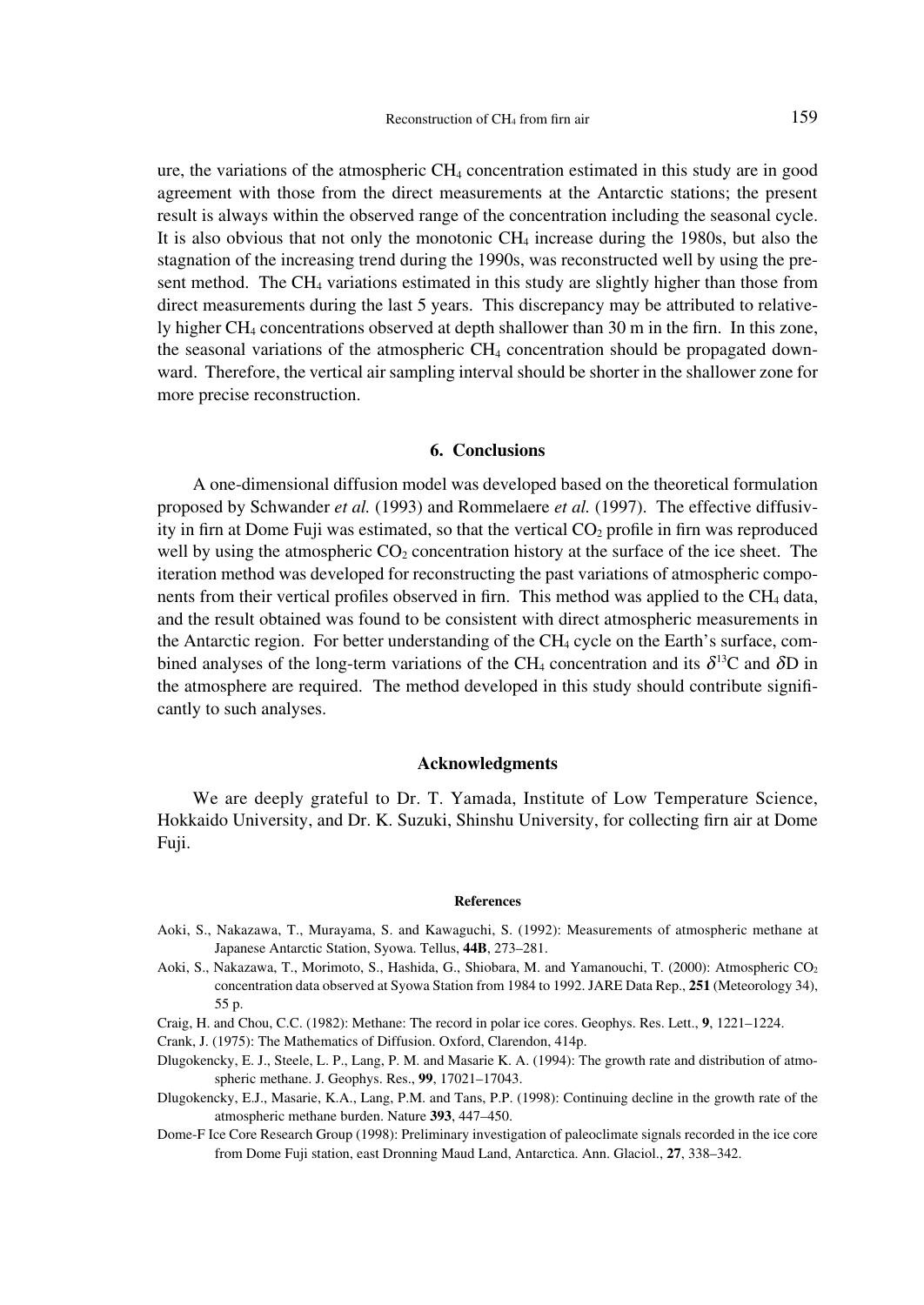ure, the variations of the atmospheric $CH_4$ concentration estimated in this study are in good agreement with those from the direct measurements at the Antarctic stations; the present result is always within the observed range of the concentration including the seasonal cycle. It is also obvious that not only the monotonic $CH_4$ increase during the 1980s, but also the stagnation of the increasing trend during the 1990s, was reconstructed well by using the present method. The $CH_4$ variations estimated in this study are slightly higher than those from direct measurements during the last 5 years. This discrepancy may be attributed to relatively higher $CH_4$ concentrations observed at depth shallower than 30 m in the firn. In this zone, the seasonal variations of the atmospheric $CH_4$ concentration should be propagated downward. Therefore, the vertical air sampling interval should be shorter in the shallower zone for more precise reconstruction.

## 6. Conclusions

A one-dimensional diffusion model was developed based on the theoretical formulation proposed by Schwander *et al.* (1993) and Rommelaere *et al.* (1997). The effective diffusivity in firn at Dome Fuji was estimated, so that the vertical $CO_2$ profile in firn was reproduced well by using the atmospheric $CO_2$ concentration history at the surface of the ice sheet. The iteration method was developed for reconstructing the past variations of atmospheric components from their vertical profiles observed in firn. This method was applied to the $CH_4$ data, and the result obtained was found to be consistent with direct atmospheric measurements in the Antarctic region. For better understanding of the $CH_4$ cycle on the Earth's surface, combined analyses of the long-term variations of the $CH_4$ concentration and its $\delta^{13}C$ and $\delta D$ in the atmosphere are required. The method developed in this study should contribute significantly to such analyses.

## Acknowledgments

We are deeply grateful to Dr. T. Yamada, Institute of Low Temperature Science, Hokkaido University, and Dr. K. Suzuki, Shinshu University, for collecting firn air at Dome Fuji.

### References

Aoki, S., Nakazawa, T., Murayama, S. and Kawaguchi, S. (1992): Measurements of atmospheric methane at Japanese Antarctic Station, Syowa. Tellus, **44B**, 273–281.

Aoki, S., Nakazawa, T., Morimoto, S., Hashida, G., Shiobara, M. and Yamanouchi, T. (2000): Atmospheric $CO_2$ concentration data observed at Syowa Station from 1984 to 1992. JARE Data Rep., **251** (Meteorology 34), 55 p.

Craig, H. and Chou, C.C. (1982): Methane: The record in polar ice cores. Geophys. Res. Lett., **9**, 1221–1224.

Crank, J. (1975): The Mathematics of Diffusion. Oxford, Clarendon, 414p.

Dlugokencky, E. J., Steele, L. P., Lang, P. M. and Masarie K. A. (1994): The growth rate and distribution of atmospheric methane. J. Geophys. Res., **99**, 17021–17043.

Dlugokencky, E.J., Masarie, K.A., Lang, P.M. and Tans, P.P. (1998): Continuing decline in the growth rate of the atmospheric methane burden. Nature **393**, 447–450.

Dome-F Ice Core Research Group (1998): Preliminary investigation of paleoclimate signals recorded in the ice core from Dome Fuji station, east Dronning Maud Land, Antarctica. Ann. Glaciol., **27**, 338–342.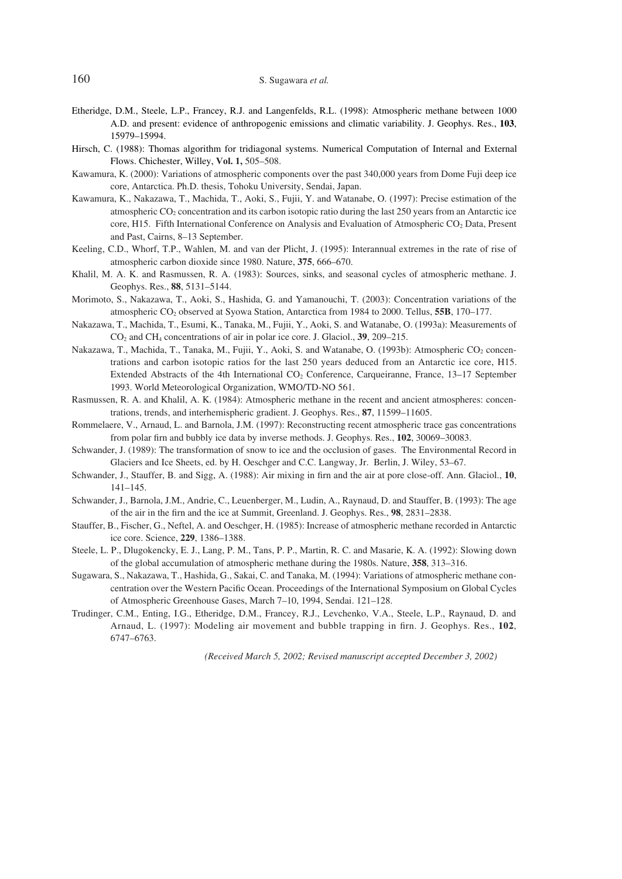Etheridge, D.M., Steele, L.P., Francey, R.J. and Langenfelds, R.L. (1998): Atmospheric methane between 1000 A.D. and present: evidence of anthropogenic emissions and climatic variability. J. Geophys. Res., **103**, 15979–15994.

Hirsch, C. (1988): Thomas algorithm for tridiagonal systems. Numerical Computation of Internal and External Flows. Chichester, Willey, **Vol. 1,** 505–508.

Kawamura, K. (2000): Variations of atmospheric components over the past 340,000 years from Dome Fuji deep ice core, Antarctica. Ph.D. thesis, Tohoku University, Sendai, Japan.

Kawamura, K., Nakazawa, T., Machida, T., Aoki, S., Fujii, Y. and Watanabe, O. (1997): Precise estimation of the atmospheric $CO_2$ concentration and its carbon isotopic ratio during the last 250 years from an Antarctic ice core, H15. Fifth International Conference on Analysis and Evaluation of Atmospheric $CO_2$ Data, Present and Past, Cairns, 8–13 September.

Keeling, C.D., Whorf, T.P., Wahlen, M. and van der Plicht, J. (1995): Interannual extremes in the rate of rise of atmospheric carbon dioxide since 1980. Nature, **375**, 666–670.

Khalil, M. A. K. and Rasmussen, R. A. (1983): Sources, sinks, and seasonal cycles of atmospheric methane. J. Geophys. Res., **88**, 5131–5144.

Morimoto, S., Nakazawa, T., Aoki, S., Hashida, G. and Yamanouchi, T. (2003): Concentration variations of the atmospheric $CO_2$ observed at Syowa Station, Antarctica from 1984 to 2000. Tellus, **55B**, 170–177.

Nakazawa, T., Machida, T., Esumi, K., Tanaka, M., Fujii, Y., Aoki, S. and Watanabe, O. (1993a): Measurements of $CO_2$ and $CH_4$ concentrations of air in polar ice core. J. Glaciol., **39**, 209–215.

Nakazawa, T., Machida, T., Tanaka, M., Fujii, Y., Aoki, S. and Watanabe, O. (1993b): Atmospheric $CO_2$ concentrations and carbon isotopic ratios for the last 250 years deduced from an Antarctic ice core, H15. Extended Abstracts of the 4th International $CO_2$ Conference, Carqueiranne, France, 13–17 September 1993. World Meteorological Organization, WMO/TD-NO 561.

Rasmussen, R. A. and Khalil, A. K. (1984): Atmospheric methane in the recent and ancient atmospheres: concentrations, trends, and interhemispheric gradient. J. Geophys. Res., **87**, 11599–11605.

Rommelaere, V., Arnaud, L. and Barnola, J.M. (1997): Reconstructing recent atmospheric trace gas concentrations from polar firn and bubbly ice data by inverse methods. J. Geophys. Res., **102**, 30069–30083.

Schwander, J. (1989): The transformation of snow to ice and the occlusion of gases. The Environmental Record in Glaciers and Ice Sheets, ed. by H. Oeschger and C.C. Langway, Jr. Berlin, J. Wiley, 53–67.

Schwander, J., Stauffer, B. and Sigg, A. (1988): Air mixing in firn and the air at pore close-off. Ann. Glaciol., **10**, 141–145.

Schwander, J., Barnola, J.M., Andrie, C., Leuenberger, M., Ludin, A., Raynaud, D. and Stauffer, B. (1993): The age of the air in the firn and the ice at Summit, Greenland. J. Geophys. Res., **98**, 2831–2838.

Stauffer, B., Fischer, G., Neftel, A. and Oeschger, H. (1985): Increase of atmospheric methane recorded in Antarctic ice core. Science, **229**, 1386–1388.

Steele, L. P., Dlugokencky, E. J., Lang, P. M., Tans, P. P., Martin, R. C. and Masarie, K. A. (1992): Slowing down of the global accumulation of atmospheric methane during the 1980s. Nature, **358**, 313–316.

Sugawara, S., Nakazawa, T., Hashida, G., Sakai, C. and Tanaka, M. (1994): Variations of atmospheric methane concentration over the Western Pacific Ocean. Proceedings of the International Symposium on Global Cycles of Atmospheric Greenhouse Gases, March 7–10, 1994, Sendai. 121–128.

Trudinger, C.M., Enting, I.G., Etheridge, D.M., Francey, R.J., Levchenko, V.A., Steele, L.P., Raynaud, D. and Arnaud, L. (1997): Modeling air movement and bubble trapping in firn. J. Geophys. Res., **102**, 6747–6763.

*(Received March 5, 2002; Revised manuscript accepted December 3, 2002)*